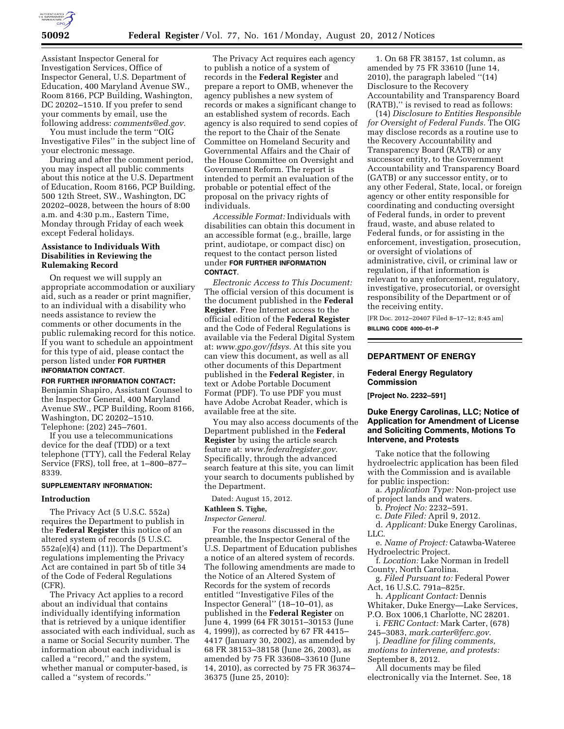Assistant Inspector General for Investigation Services, Office of Inspector General, U.S. Department of Education, 400 Maryland Avenue SW., Room 8166, PCP Building, Washington, DC 20202–1510. If you prefer to send your comments by email, use the following address: *comments@ed.gov.*

You must include the term ''OIG Investigative Files'' in the subject line of your electronic message.

During and after the comment period, you may inspect all public comments about this notice at the U.S. Department of Education, Room 8166, PCP Building, 500 12th Street, SW., Washington, DC 20202–0028, between the hours of 8:00 a.m. and 4:30 p.m., Eastern Time, Monday through Friday of each week except Federal holidays.

**Assistance to Individuals With Disabilities in Reviewing the Rulemaking Record**

On request we will supply an appropriate accommodation or auxiliary aid, such as a reader or print magnifier, to an individual with a disability who needs assistance to review the comments or other documents in the public rulemaking record for this notice. If you want to schedule an appointment for this type of aid, please contact the person listed under **FOR FURTHER INFORMATION CONTACT**.

**FOR FURTHER INFORMATION CONTACT:** Benjamin Shapiro, Assistant Counsel to the Inspector General, 400 Maryland Avenue SW., PCP Building, Room 8166, Washington, DC 20202–1510. Telephone: (202) 245–7601.

If you use a telecommunications device for the deaf (TDD) or a text telephone (TTY), call the Federal Relay Service (FRS), toll free, at 1–800–877–8339.

**SUPPLEMENTARY INFORMATION:**

**Introduction**

The Privacy Act (5 U.S.C. 552a) requires the Department to publish in the **Federal Register** this notice of an altered system of records (5 U.S.C. 552a(e)(4) and (11)). The Department's regulations implementing the Privacy Act are contained in part 5b of title 34 of the Code of Federal Regulations (CFR).

The Privacy Act applies to a record about an individual that contains individually identifying information that is retrieved by a unique identifier associated with each individual, such as a name or Social Security number. The information about each individual is called a ''record,'' and the system, whether manual or computer-based, is called a ''system of records.''

The Privacy Act requires each agency to publish a notice of a system of records in the **Federal Register** and prepare a report to OMB, whenever the agency publishes a new system of records or makes a significant change to an established system of records. Each agency is also required to send copies of the report to the Chair of the Senate Committee on Homeland Security and Governmental Affairs and the Chair of the House Committee on Oversight and Government Reform. The report is intended to permit an evaluation of the probable or potential effect of the proposal on the privacy rights of individuals.

*Accessible Format:* Individuals with disabilities can obtain this document in an accessible format (e.g., braille, large print, audiotape, or compact disc) on request to the contact person listed under **FOR FURTHER INFORMATION CONTACT**.

*Electronic Access to This Document:* The official version of this document is the document published in the **Federal Register**. Free Internet access to the official edition of the **Federal Register** and the Code of Federal Regulations is available via the Federal Digital System at: *www.gpo.gov/fdsys.* At this site you can view this document, as well as all other documents of this Department published in the **Federal Register**, in text or Adobe Portable Document Format (PDF). To use PDF you must have Adobe Acrobat Reader, which is available free at the site.

You may also access documents of the Department published in the **Federal Register** by using the article search feature at: *www.federalregister.gov.* Specifically, through the advanced search feature at this site, you can limit your search to documents published by the Department.

Dated: August 15, 2012.

**Kathleen S. Tighe,**

*Inspector General.*

For the reasons discussed in the preamble, the Inspector General of the U.S. Department of Education publishes a notice of an altered system of records. The following amendments are made to the Notice of an Altered System of Records for the system of records entitled ''Investigative Files of the Inspector General'' (18–10–01), as published in the **Federal Register** on June 4, 1999 (64 FR 30151–30153 (June 4, 1999)), as corrected by 67 FR 4415–4417 (January 30, 2002), as amended by 68 FR 38153–38158 (June 26, 2003), as amended by 75 FR 33608–33610 (June 14, 2010), as corrected by 75 FR 36374–36375 (June 25, 2010):

1. On 68 FR 38157, 1st column, as amended by 75 FR 33610 (June 14, 2010), the paragraph labeled ''(14) Disclosure to the Recovery Accountability and Transparency Board (RATB),'' is revised to read as follows:

(14) *Disclosure to Entities Responsible for Oversight of Federal Funds.* The OIG may disclose records as a routine use to the Recovery Accountability and Transparency Board (RATB) or any successor entity, to the Government Accountability and Transparency Board (GATB) or any successor entity, or to any other Federal, State, local, or foreign agency or other entity responsible for coordinating and conducting oversight of Federal funds, in order to prevent fraud, waste, and abuse related to Federal funds, or for assisting in the enforcement, investigation, prosecution, or oversight of violations of administrative, civil, or criminal law or regulation, if that information is relevant to any enforcement, regulatory, investigative, prosecutorial, or oversight responsibility of the Department or of the receiving entity.

[FR Doc. 2012–20407 Filed 8–17–12; 8:45 am]

**BILLING CODE 4000–01–P**

## DEPARTMENT OF ENERGY

### Federal Energy Regulatory Commission

**[Project No. 2232–591]**

### Duke Energy Carolinas, LLC; Notice of Application for Amendment of License and Soliciting Comments, Motions To Intervene, and Protests

Take notice that the following hydroelectric application has been filed with the Commission and is available for public inspection:

a. *Application Type:* Non-project use of project lands and waters.

b. *Project No:* 2232–591.

c. *Date Filed:* April 9, 2012.

d. *Applicant:* Duke Energy Carolinas, LLC.

e. *Name of Project:* Catawba-Wateree Hydroelectric Project.

f. *Location:* Lake Norman in Iredell County, North Carolina.

g. *Filed Pursuant to:* Federal Power Act, 16 U.S.C. 791a–825r.

h. *Applicant Contact:* Dennis Whitaker, Duke Energy—Lake Services, P.O. Box 1006,1 Charlotte, NC 28201.

i. *FERC Contact:* Mark Carter, (678) 245–3083, *mark.carter@ferc.gov.*

j. *Deadline for filing comments, motions to intervene, and protests:* September 8, 2012.

All documents may be filed electronically via the Internet. See, 18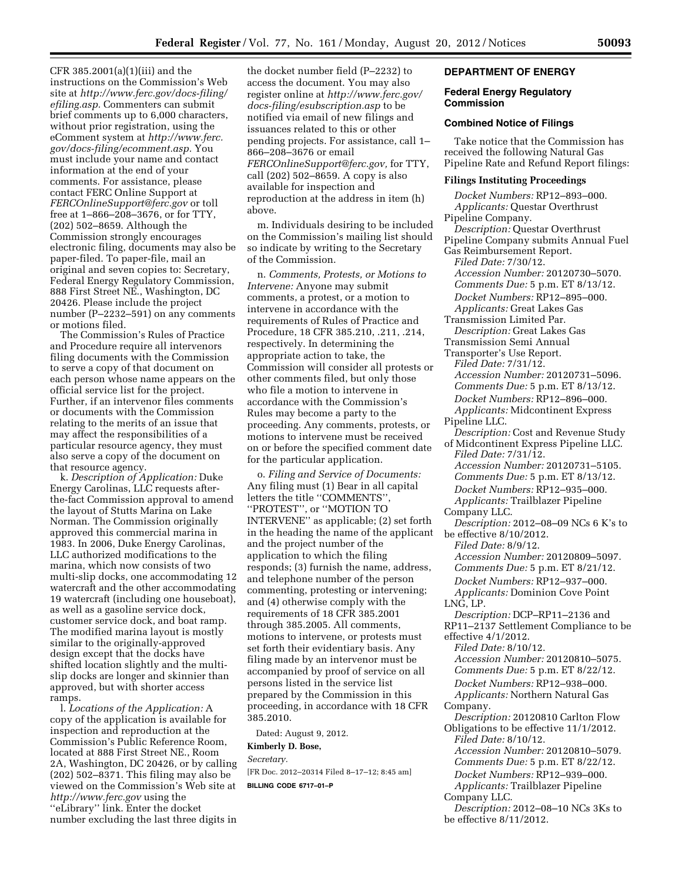CFR 385.2001(a)(1)(iii) and the instructions on the Commission's Web site at *http://www.ferc.gov/docs-filing/efiling.asp.* Commenters can submit brief comments up to 6,000 characters, without prior registration, using the eComment system at *http://www.ferc.gov/docs-filing/ecomment.asp.* You must include your name and contact information at the end of your comments. For assistance, please contact FERC Online Support at *FERCOnlineSupport@ferc.gov* or toll free at 1–866–208–3676, or for TTY, (202) 502–8659. Although the Commission strongly encourages electronic filing, documents may also be paper-filed. To paper-file, mail an original and seven copies to: Secretary, Federal Energy Regulatory Commission, 888 First Street NE., Washington, DC 20426. Please include the project number (P–2232–591) on any comments or motions filed.

The Commission's Rules of Practice and Procedure require all intervenors filing documents with the Commission to serve a copy of that document on each person whose name appears on the official service list for the project. Further, if an intervenor files comments or documents with the Commission relating to the merits of an issue that may affect the responsibilities of a particular resource agency, they must also serve a copy of the document on that resource agency.

k. *Description of Application:* Duke Energy Carolinas, LLC requests after-the-fact Commission approval to amend the layout of Stutts Marina on Lake Norman. The Commission originally approved this commercial marina in 1983. In 2006, Duke Energy Carolinas, LLC authorized modifications to the marina, which now consists of two multi-slip docks, one accommodating 12 watercraft and the other accommodating 19 watercraft (including one houseboat), as well as a gasoline service dock, customer service dock, and boat ramp. The modified marina layout is mostly similar to the originally-approved design except that the docks have shifted location slightly and the multi-slip docks are longer and skinnier than approved, but with shorter access ramps.

l. *Locations of the Application:* A copy of the application is available for inspection and reproduction at the Commission's Public Reference Room, located at 888 First Street NE., Room 2A, Washington, DC 20426, or by calling (202) 502–8371. This filing may also be viewed on the Commission's Web site at *http://www.ferc.gov* using the ''eLibrary'' link. Enter the docket number excluding the last three digits in the docket number field (P–2232) to access the document. You may also register online at *http://www.ferc.gov/docs-filing/esubscription.asp* to be notified via email of new filings and issuances related to this or other pending projects. For assistance, call 1–866–208–3676 or email *FERCOnlineSupport@ferc.gov,* for TTY, call (202) 502–8659. A copy is also available for inspection and reproduction at the address in item (h) above.

m. Individuals desiring to be included on the Commission's mailing list should so indicate by writing to the Secretary of the Commission.

n. *Comments, Protests, or Motions to Intervene:* Anyone may submit comments, a protest, or a motion to intervene in accordance with the requirements of Rules of Practice and Procedure, 18 CFR 385.210, .211, .214, respectively. In determining the appropriate action to take, the Commission will consider all protests or other comments filed, but only those who file a motion to intervene in accordance with the Commission's Rules may become a party to the proceeding. Any comments, protests, or motions to intervene must be received on or before the specified comment date for the particular application.

o. *Filing and Service of Documents:* Any filing must (1) Bear in all capital letters the title ''COMMENTS'', ''PROTEST'', or ''MOTION TO INTERVENE'' as applicable; (2) set forth in the heading the name of the applicant and the project number of the application to which the filing responds; (3) furnish the name, address, and telephone number of the person commenting, protesting or intervening; and (4) otherwise comply with the requirements of 18 CFR 385.2001 through 385.2005. All comments, motions to intervene, or protests must set forth their evidentiary basis. Any filing made by an intervenor must be accompanied by proof of service on all persons listed in the service list prepared by the Commission in this proceeding, in accordance with 18 CFR 385.2010.

Dated: August 9, 2012.

**Kimberly D. Bose,**

*Secretary.*

[FR Doc. 2012–20314 Filed 8–17–12; 8:45 am]

**BILLING CODE 6717–01–P**

## DEPARTMENT OF ENERGY

### Federal Energy Regulatory Commission

### Combined Notice of Filings

Take notice that the Commission has received the following Natural Gas Pipeline Rate and Refund Report filings:

**Filings Instituting Proceedings**

*Docket Numbers:* RP12–893–000.
*Applicants:* Questar Overthrust Pipeline Company.
*Description:* Questar Overthrust Pipeline Company submits Annual Fuel Gas Reimbursement Report.
*Filed Date:* 7/30/12.
*Accession Number:* 20120730–5070.
*Comments Due:* 5 p.m. ET 8/13/12.

*Docket Numbers:* RP12–895–000.
*Applicants:* Great Lakes Gas Transmission Limited Par.
*Description:* Great Lakes Gas Transmission Semi Annual Transporter's Use Report.
*Filed Date:* 7/31/12.
*Accession Number:* 20120731–5096.
*Comments Due:* 5 p.m. ET 8/13/12.

*Docket Numbers:* RP12–896–000.
*Applicants:* Midcontinent Express Pipeline LLC.
*Description:* Cost and Revenue Study of Midcontinent Express Pipeline LLC.
*Filed Date:* 7/31/12.
*Accession Number:* 20120731–5105.
*Comments Due:* 5 p.m. ET 8/13/12.

*Docket Numbers:* RP12–935–000.
*Applicants:* Trailblazer Pipeline Company LLC.
*Description:* 2012–08–09 NCs 6 K's to be effective 8/10/2012.
*Filed Date:* 8/9/12.
*Accession Number:* 20120809–5097.
*Comments Due:* 5 p.m. ET 8/21/12.

*Docket Numbers:* RP12–937–000.
*Applicants:* Dominion Cove Point LNG, LP.
*Description:* DCP–RP11–2136 and RP11–2137 Settlement Compliance to be effective 4/1/2012.
*Filed Date:* 8/10/12.
*Accession Number:* 20120810–5075.
*Comments Due:* 5 p.m. ET 8/22/12.

*Docket Numbers:* RP12–938–000.
*Applicants:* Northern Natural Gas Company.
*Description:* 20120810 Carlton Flow Obligations to be effective 11/1/2012.
*Filed Date:* 8/10/12.
*Accession Number:* 20120810–5079.
*Comments Due:* 5 p.m. ET 8/22/12.

*Docket Numbers:* RP12–939–000.
*Applicants:* Trailblazer Pipeline Company LLC.
*Description:* 2012–08–10 NCs 3Ks to be effective 8/11/2012.